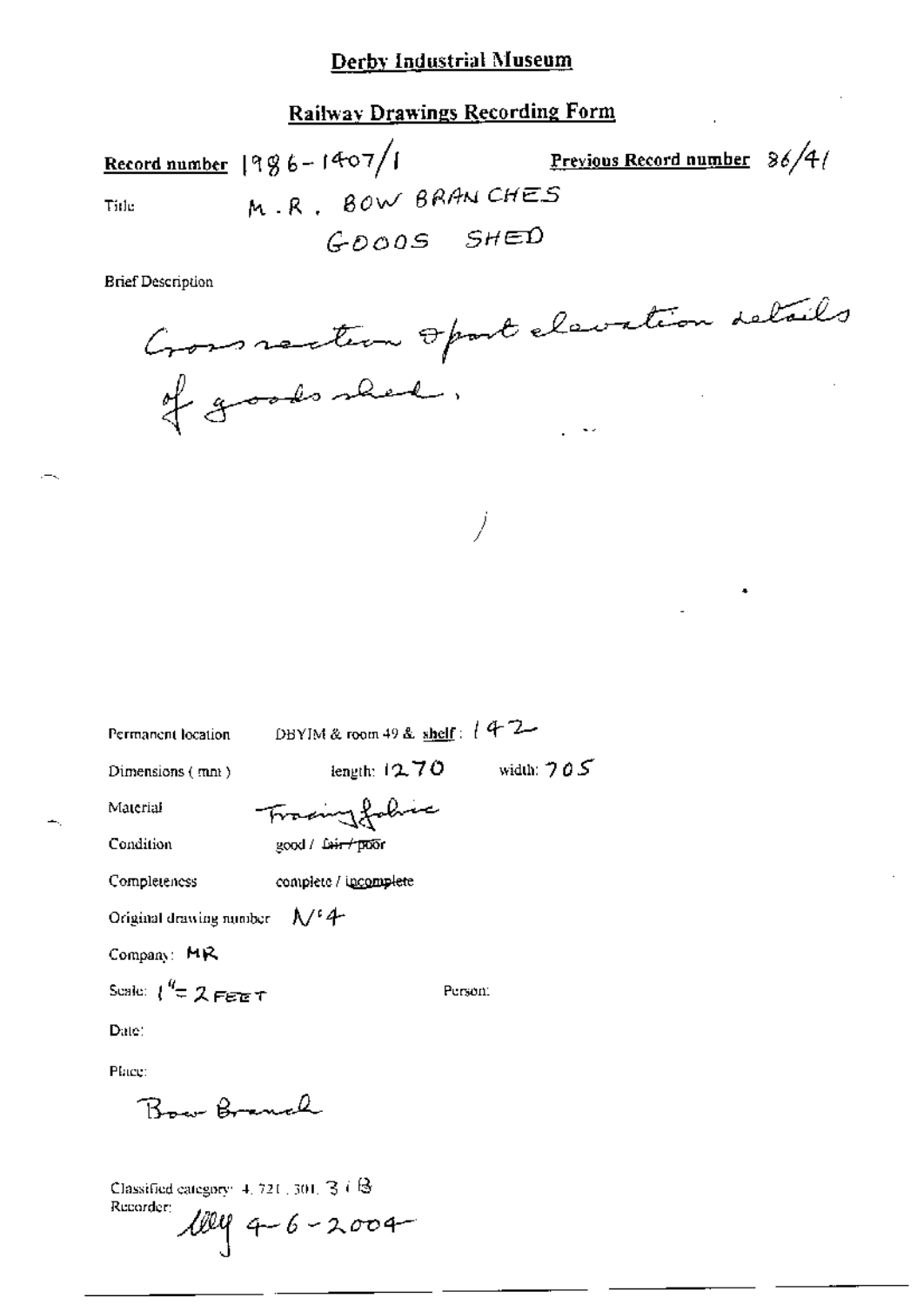# Derby Industrial Museum

## Railway Drawings Recording Form

**Record number** 1986-1407/1 **Previous Record number** 86/41

Title M.R. BOW BRANCHES GOODS SHED

Brief Description

Cross section & part elevation details of goods shed.

Permanent location DBYIM & room 49 & shelf: 142

Dimensions (mm) length: 1270 width: 705

Material Tracing fabric

Condition good / ~~fair / poor~~

Completeness complete / incomplete

Original drawing number N°4

Company: MR

Scale: 1" = 2 FEET Person:

Date:

Place:

Bow Branch

Classified category: 4.721.301.3 i B

Recorder: lly 4-6-2004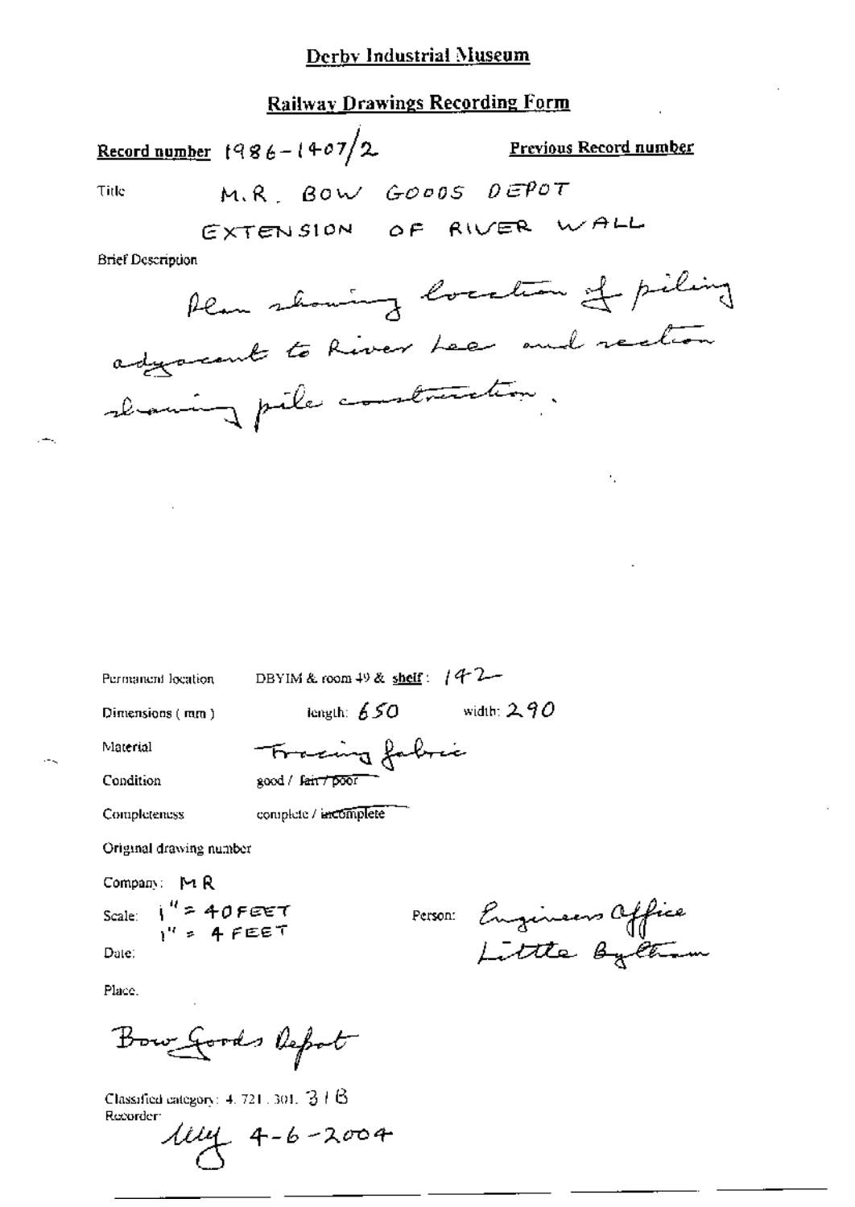# Derby Industrial Museum

## Railway Drawings Recording Form

**Record number** 1986-1407/2

**Previous Record number**

Title: M.R. BOW GOODS DEPOT

EXTENSION OF RIVER WALL

Brief Description

Plan showing location of piling adjacent to River Lea and section showing pile construction.

Permanent location: DBYIM & room 49 & shelf: 142

Dimensions (mm): length: 650 width: 290

Material: Tracing fabric

Condition: good / ~~fair / poor~~

Completeness: complete / ~~incomplete~~

Original drawing number

Company: MR

Scale: 1" = 40 FEET; 1" = 4 FEET

Person: Engineers Office Little Bytham

Date:

Place.

Bow Goods Depot

Classified category: 4.721.301.31B

Recorder: MY 4-6-2004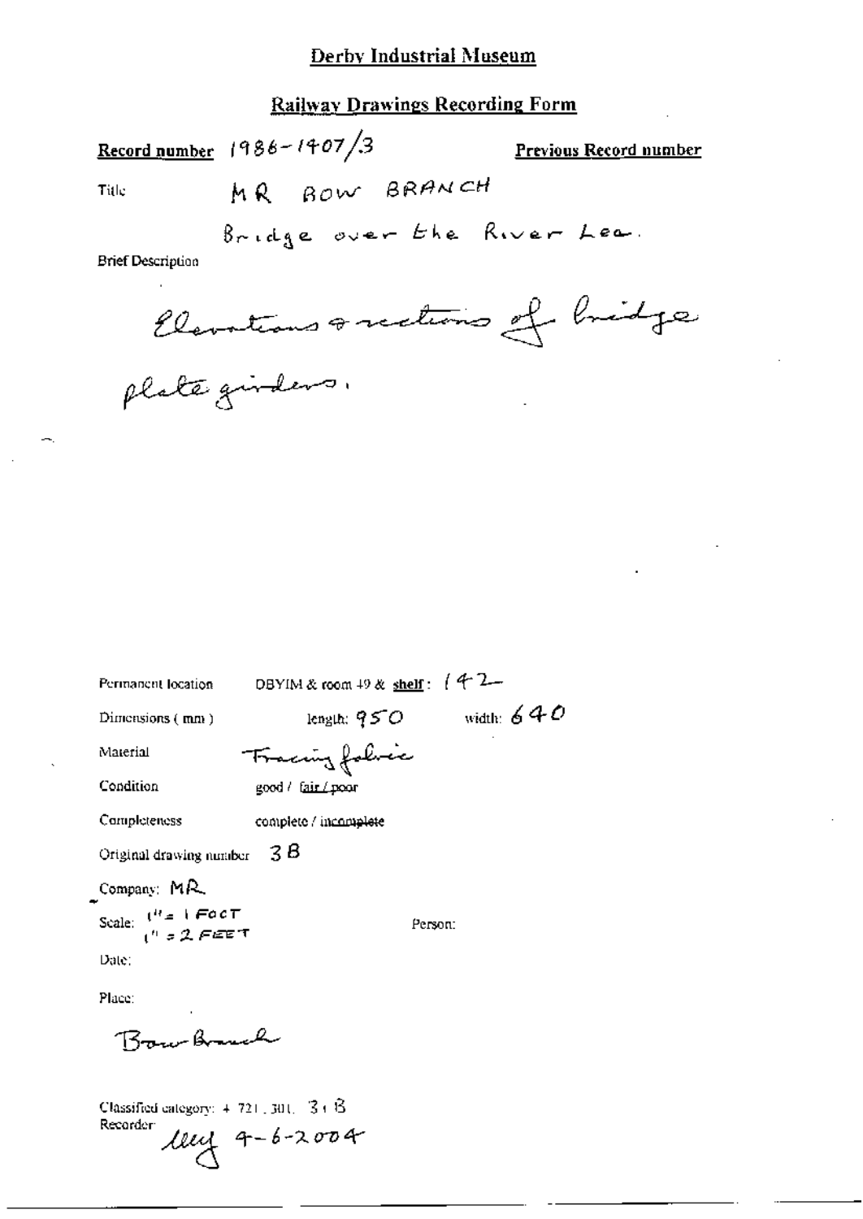# Derby Industrial Museum

## Railway Drawings Recording Form

**Record number** 1986-1407/3 **Previous Record number**

Title MR BOW BRANCH

Bridge over the River Lea.

Brief Description

Elevations & sections of bridge plate girders.

Permanent location DBYIM & room 49 & **shelf**: 142

Dimensions (mm) length: 950 width: 640

Material Tracing fabric

Condition good / fair / poor

Completeness complete / incomplete

Original drawing number 3B

Company: MR

Scale: 1" = 1 FOOT
1" = 2 FEET

Person:

Date:

Place:

Bow Branch

Classified category: 4 721 . 301. 3 + B

Recorder: lley 4-6-2004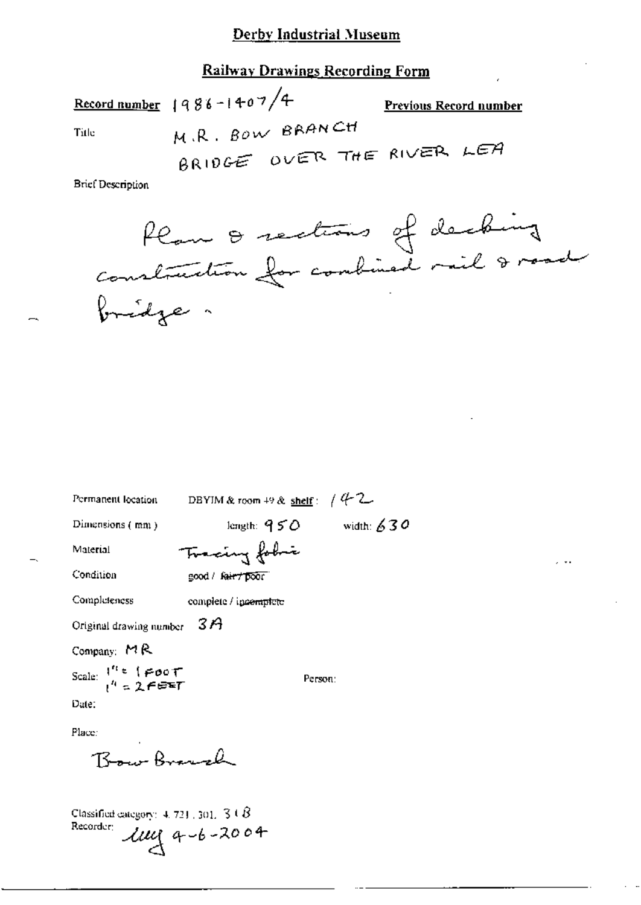# Derby Industrial Museum

## Railway Drawings Recording Form

**Record number** 1986-1407/4

**Previous Record number**

Title: M.R. BOW BRANCH
BRIDGE OVER THE RIVER LEA

Brief Description

Plan & sections of decking construction for combined rail & road bridge.

Permanent location: DBYIM & room 49 & shelf: 142

Dimensions (mm): length: 950 width: 630

Material: Tracing fabric

Condition: good / ~~fair / poor~~

Completeness: complete / ~~incomplete~~

Original drawing number: 3A

Company: MR

Scale: 1" = 1 FOOT
1" = 2 FEET

Person:

Date:

Place:

Bow Branch

Classified category: 4.721.301.318

Recorder: lmg 4-6-2004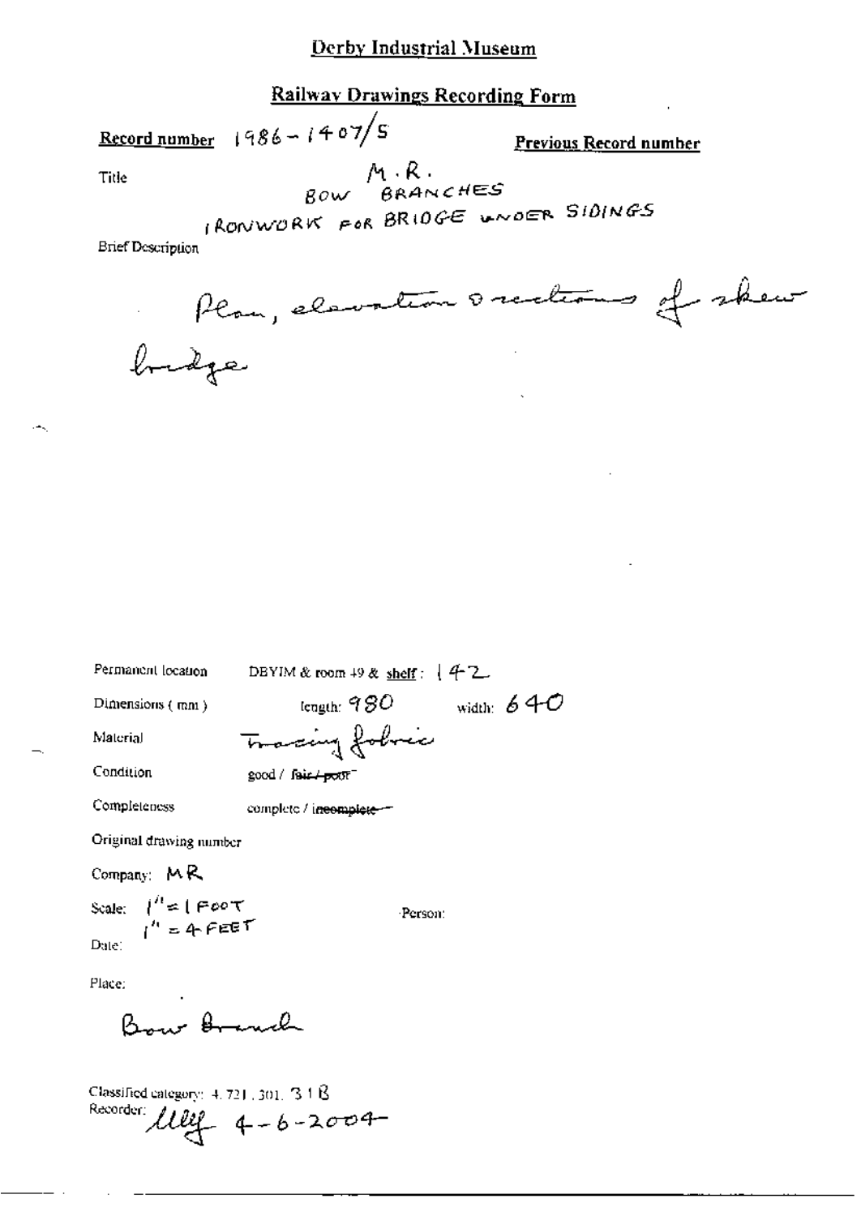## Derby Industrial Museum

### Railway Drawings Recording Form

**Record number** 1986-1407/5

**Previous Record number**

Title

M.R.
BOW BRANCHES
IRONWORK FOR BRIDGE UNDER SIDINGS

Brief Description

Plan, elevation & sections of skew bridge

Permanent location DBYIM & room 49 & shelf: 142

Dimensions (mm) length: 980 width: 640

Material Tracing fabric

Condition good / ~~fair / poor~~

Completeness complete / ~~incomplete~~

Original drawing number

Company: MR

Scale: 1" = 1 FOOT
1" = 4 FEET

Person:

Date:

Place:

Bow Branch

Classified category: 4.721.301.31B

Recorder: [signature] 4-6-2004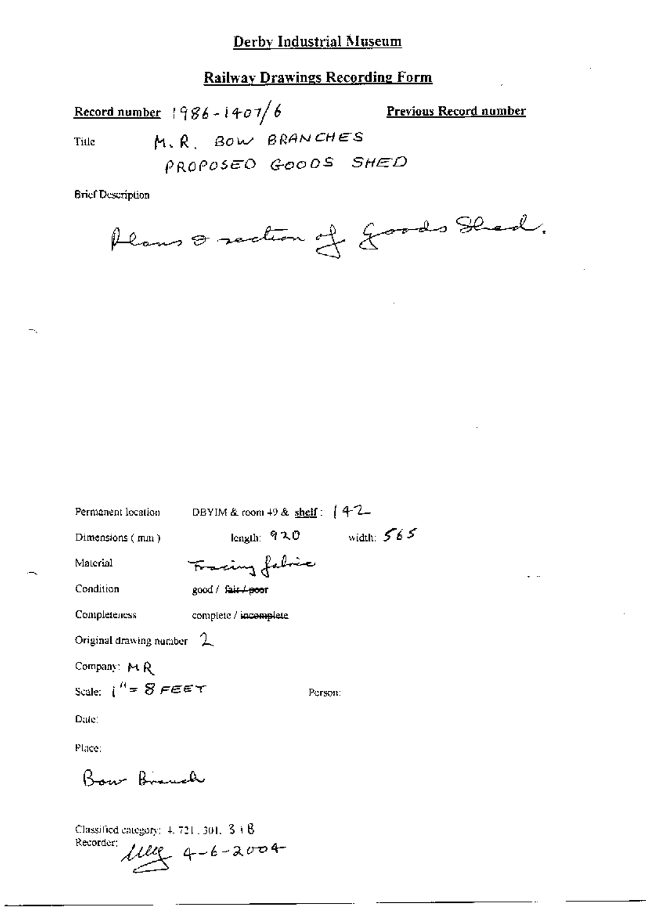## Derby Industrial Museum

### Railway Drawings Recording Form

**Record number** 1986-1407/6

**Previous Record number**

Title M.R. BOW BRANCHES
PROPOSED GOODS SHED

Brief Description

Plans & section of Goods Shed.

Permanent location DBYIM & room 49 & shelf: 142

Dimensions (mm) length: 920 width: 565

Material Tracing fabric

Condition good / ~~fair / poor~~

Completeness complete / ~~incomplete~~

Original drawing number 2

Company: MR

Scale: 1" = 8 FEET

Person:

Date:

Place:

Bow Branch

Classified category: 4.721.301.3+B

Recorder: [signature] 4-6-2004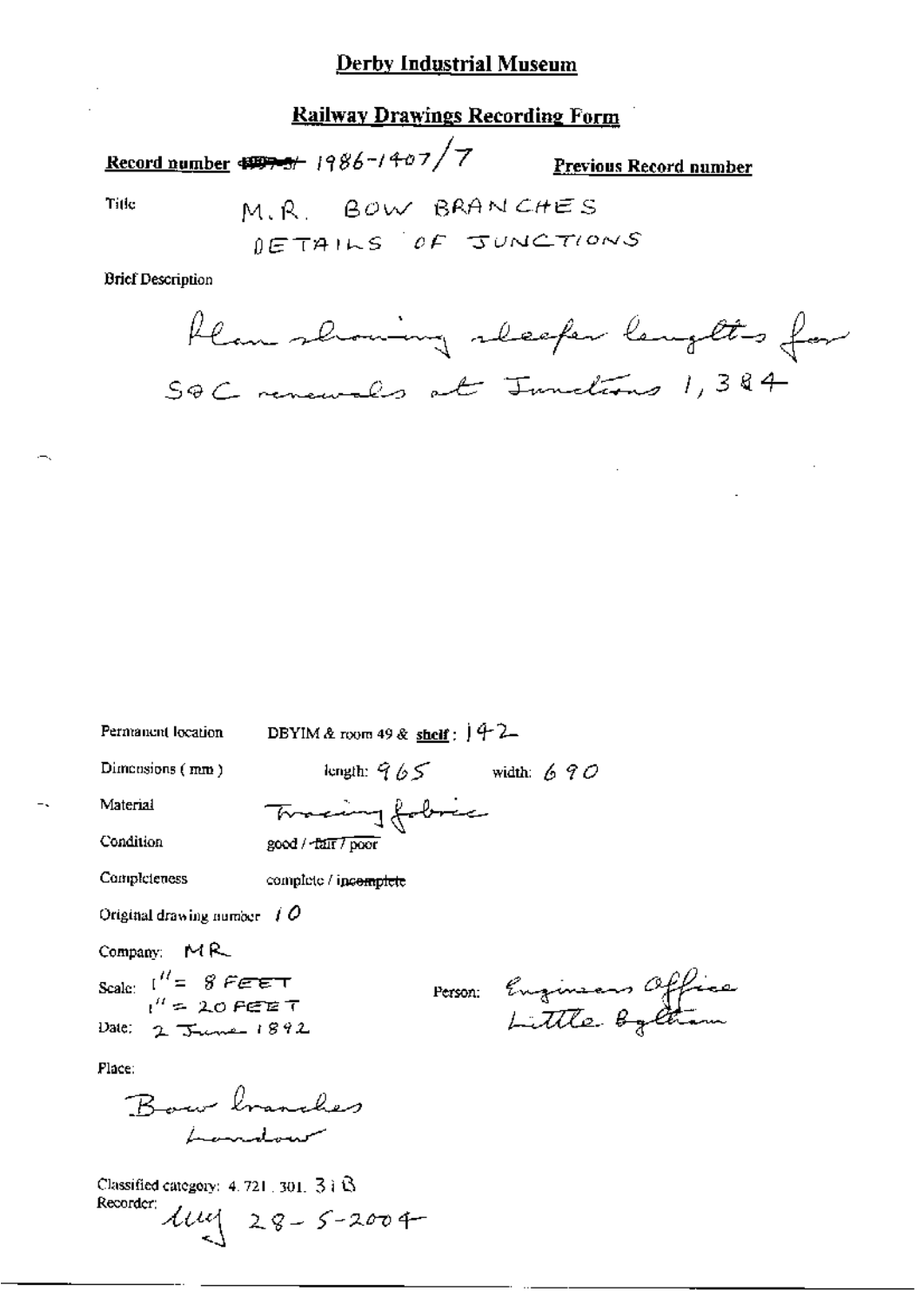# Derby Industrial Museum

## Railway Drawings Recording Form

**Record number** ~~1997-5/~~ 1986-1407/7 **Previous Record number**

Title: M.R. BOW BRANCHES DETAILS OF JUNCTIONS

Brief Description:

Plan showing sleeper lengths for S&C renewals at Junctions 1, 3 & 4

Permanent location: DBYIM & room 49 & shelf: 142

Dimensions (mm): length: 965 width: 690

Material: Tracing fabric

Condition: good / ~~fair / poor~~

Completeness: complete / ~~incomplete~~

Original drawing number: 10

Company: MR

Scale: 1" = 8 FEET, 1" = 20 FEET

Date: 2 June 1892

Person: Engineers Office Little Bytham

Place: Bow branches London

Classified category: 4.721.301.318

Recorder: lmj 28-5-2004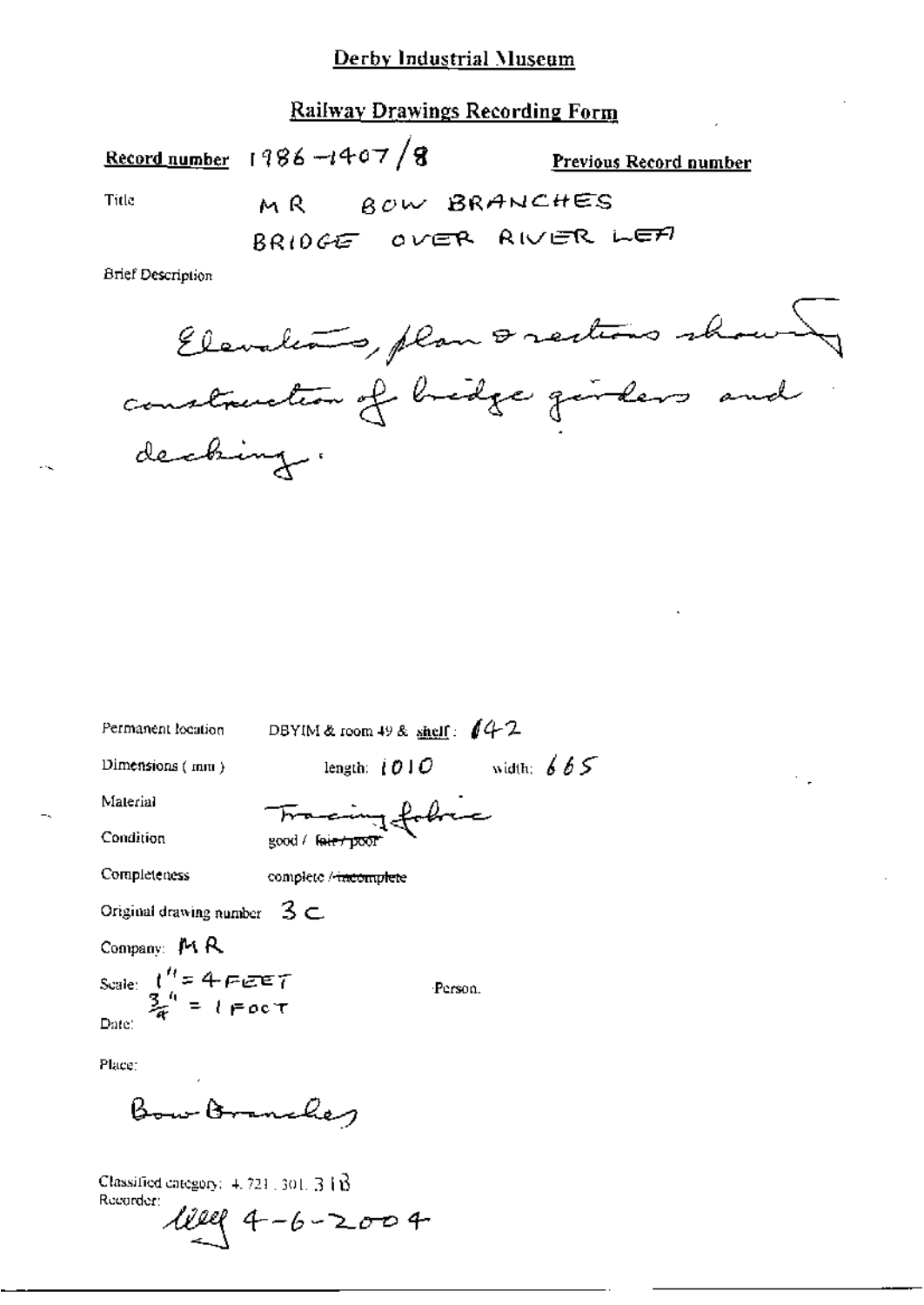# Derby Industrial Museum

## Railway Drawings Recording Form

**Record number** 1986 –1407 / 8 **Previous Record number**

Title MR BOW BRANCHES
BRIDGE OVER RIVER LEA

Brief Description

Elevations, plan & sections showing construction of bridge girders and decking.

Permanent location DBYIM & room 49 & shelf: 142

Dimensions (mm) length: 1010 width: 665

Material Tracing fabric

Condition good / ~~fair / poor~~

Completeness complete / ~~incomplete~~

Original drawing number 3 C

Company: MR

Scale: 1" = 4 FEET
3/4" = 1 FOOT

Person.

Date:

Place:

Bow Branches

Classified category: 4. 721. 301. 3 1 B

Recorder: 4-6-2004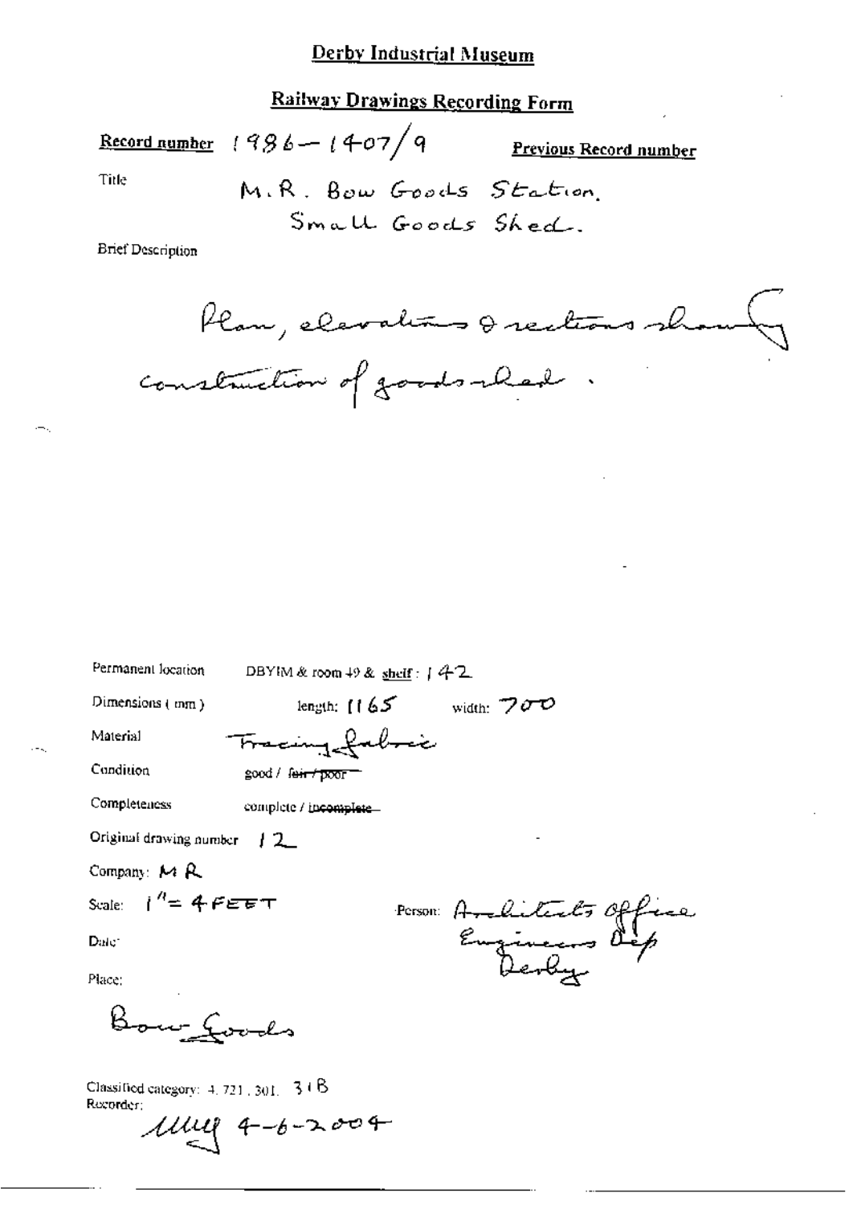## Derby Industrial Museum

## Railway Drawings Recording Form

**Record number** 1986–1407/9 **Previous Record number**

Title M.R. Bow Goods Station. Small Goods Shed.

Brief Description

Plan, elevations & sections showing construction of goods-shed.

Permanent location DBYIM & room 49 & shelf: 142

Dimensions (mm) length: 1165 width: 700

Material Tracing fabric

Condition good / ~~fair / poor~~

Completeness complete / ~~incomplete~~

Original drawing number 12

Company: M R

Scale: 1" = 4 FEET

Person: Architects Office Engineers Dep Derby

Date:

Place:

Bow Goods

Classified category: 4. 721. 301. 31B

Recorder:

MMG 4-6-2004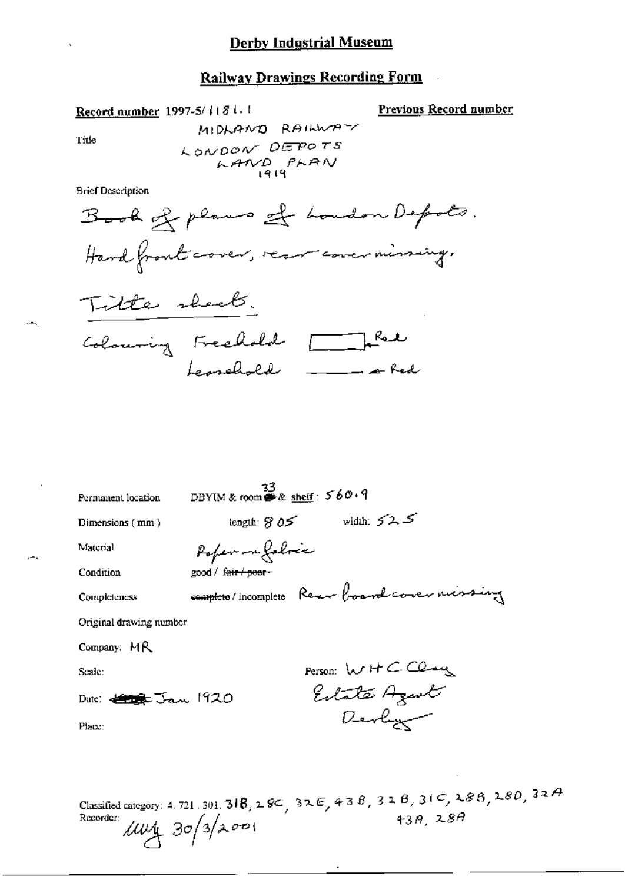# Derby Industrial Museum

## Railway Drawings Recording Form

**Record number** 1997-5/1181.1

**Previous Record number**

Title: MIDLAND RAILWAY
LONDON DEPOTS
LAND PLAN
1919

Brief Description

Book of plans of London Depots.
Hard front cover, rear cover missing.

Title sheet.

Colouring Freehold [ ] Red
Leasehold ——— Red

Permanent location: DBYIM & room 33 & shelf: 560.9

Dimensions (mm): length: 805 width: 525

Material: Paper on fabric

Condition: good / ~~fair / poor~~

Completeness: ~~complete~~ / incomplete Rear board cover missing

Original drawing number

Company: MR

Scale:

Date: ~~1919~~ Jan 1920

Place:

Person: W H C Clay
Estate Agent
Derby

Classified category: 4. 721. 301. 31B, 28C, 32E, 43B, 32B, 31C, 28B, 28D, 32A
43A, 28A

Recorder: MM 30/3/2001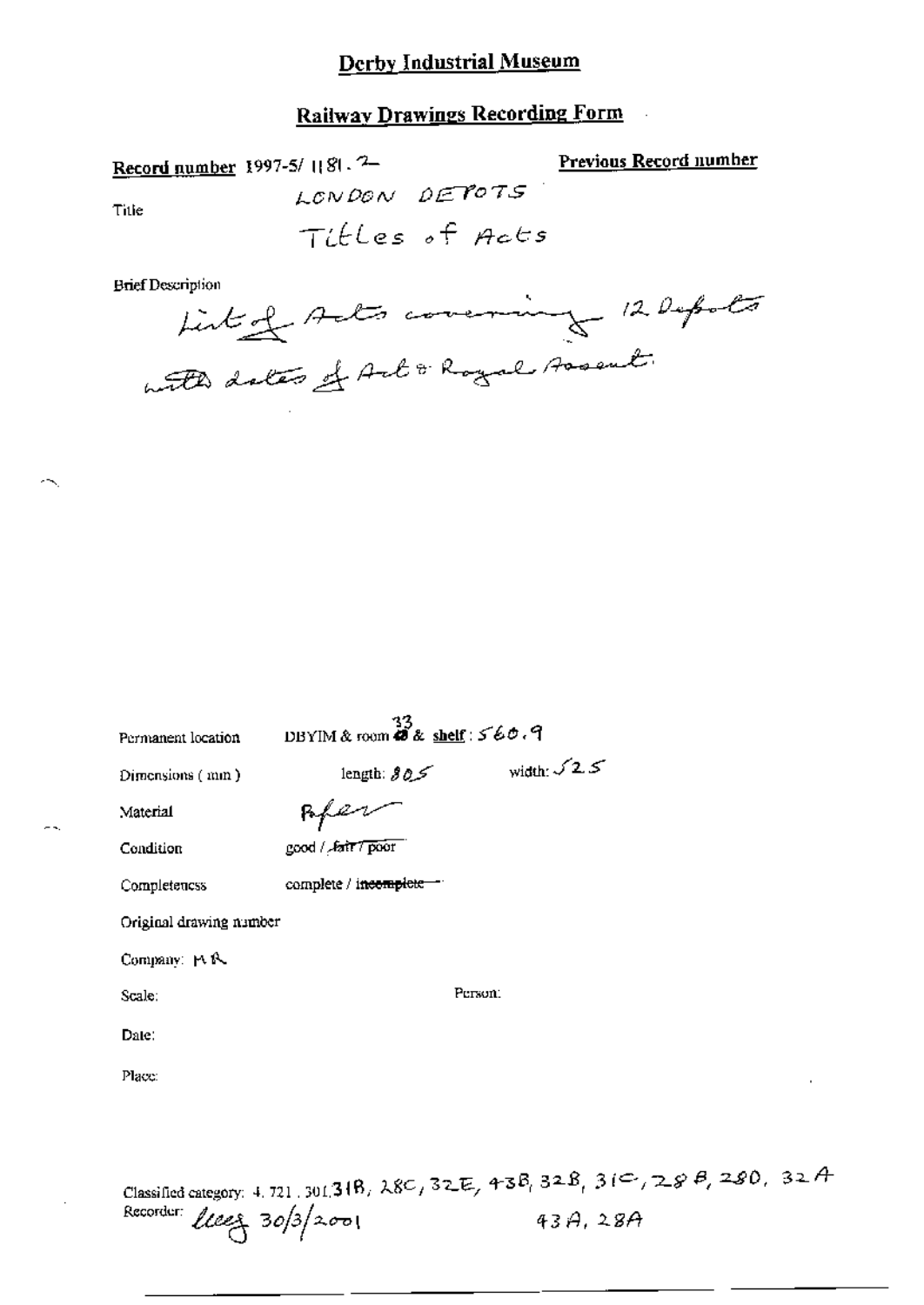# Derby Industrial Museum

## Railway Drawings Recording Form

**Record number** 1997-5/ 1181. 2

**Previous Record number**

Title

LONDON DEPOTS

Titles of Acts

Brief Description

List of Acts covering 12 Depots with dates of Act & Royal Assent.

Permanent location DBYIM & room 33 & shelf: 560.9

Dimensions (mm) length: 805 width: 525

Material Paper

Condition good / ~~fair / poor~~

Completeness complete / ~~incomplete~~

Original drawing number

Company: MR

Scale:

Person:

Date:

Place:

Classified category: 4. 721. 301, 31B, 28C, 32E, 43B, 32B, 31C, 28B, 28D, 32A, 43A, 28A

Recorder: lucy 30/3/2001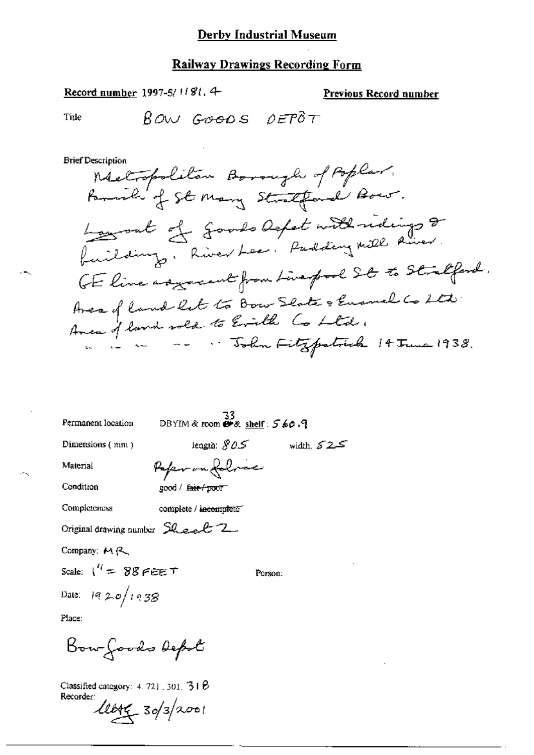# Derby Industrial Museum

## Railway Drawings Recording Form

**Record number** 1997-5/1181.4

**Previous Record number**

Title BOW GOODS DEPÔT

Brief Description

Metropolitan Borough of Poplar,
Parish of St Mary Stratford Bow.
Layout of Goods Depot with sidings & buildings. River Lee. Padding mill River.
GE line adjacent from Liverpool St to Stratford.
Area of land let to Bow Slate & Enamel Co Ltd.
Area of land sold to Evitt Co Ltd.
" " " " " John Fitzpatrick 14 June 1938.

Permanent location DBYIM & room 33 & shelf: 560.9

Dimensions (mm) length: 805 width. 525

Material Paper on fabric

Condition good / ~~fair / poor~~

Completeness complete / ~~incomplete~~

Original drawing number Sheet 2

Company: MR

Scale: 1" = 88 FEET

Person:

Date: 1920/1938

Place:

Bow Goods Depot

Classified category: 4. 721. 301. 31B

Recorder:

lletg 30/3/2001